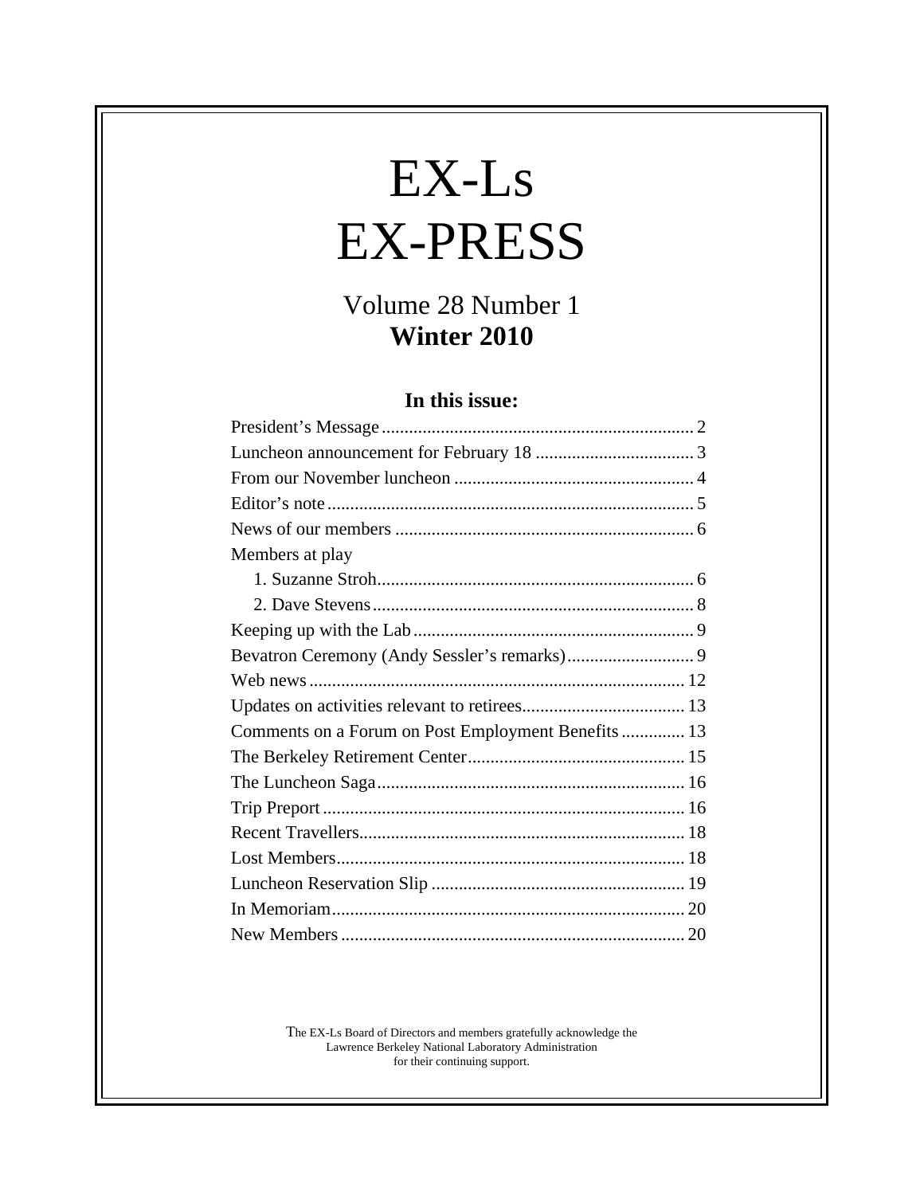# EX-Ls EX-PRESS

## Volume 28 Number 1
## **Winter 2010**

### In this issue:

| | |
|---|---|
| President's Message | 2 |
| Luncheon announcement for February 18 | 3 |
| From our November luncheon | 4 |
| Editor's note | 5 |
| News of our members | 6 |
| Members at play | |
| 1. Suzanne Stroh | 6 |
| 2. Dave Stevens | 8 |
| Keeping up with the Lab | 9 |
| Bevatron Ceremony (Andy Sessler's remarks) | 9 |
| Web news | 12 |
| Updates on activities relevant to retirees | 13 |
| Comments on a Forum on Post Employment Benefits | 13 |
| The Berkeley Retirement Center | 15 |
| The Luncheon Saga | 16 |
| Trip Preport | 16 |
| Recent Travellers | 18 |
| Lost Members | 18 |
| Luncheon Reservation Slip | 19 |
| In Memoriam | 20 |
| New Members | 20 |

The EX-Ls Board of Directors and members gratefully acknowledge the Lawrence Berkeley National Laboratory Administration for their continuing support.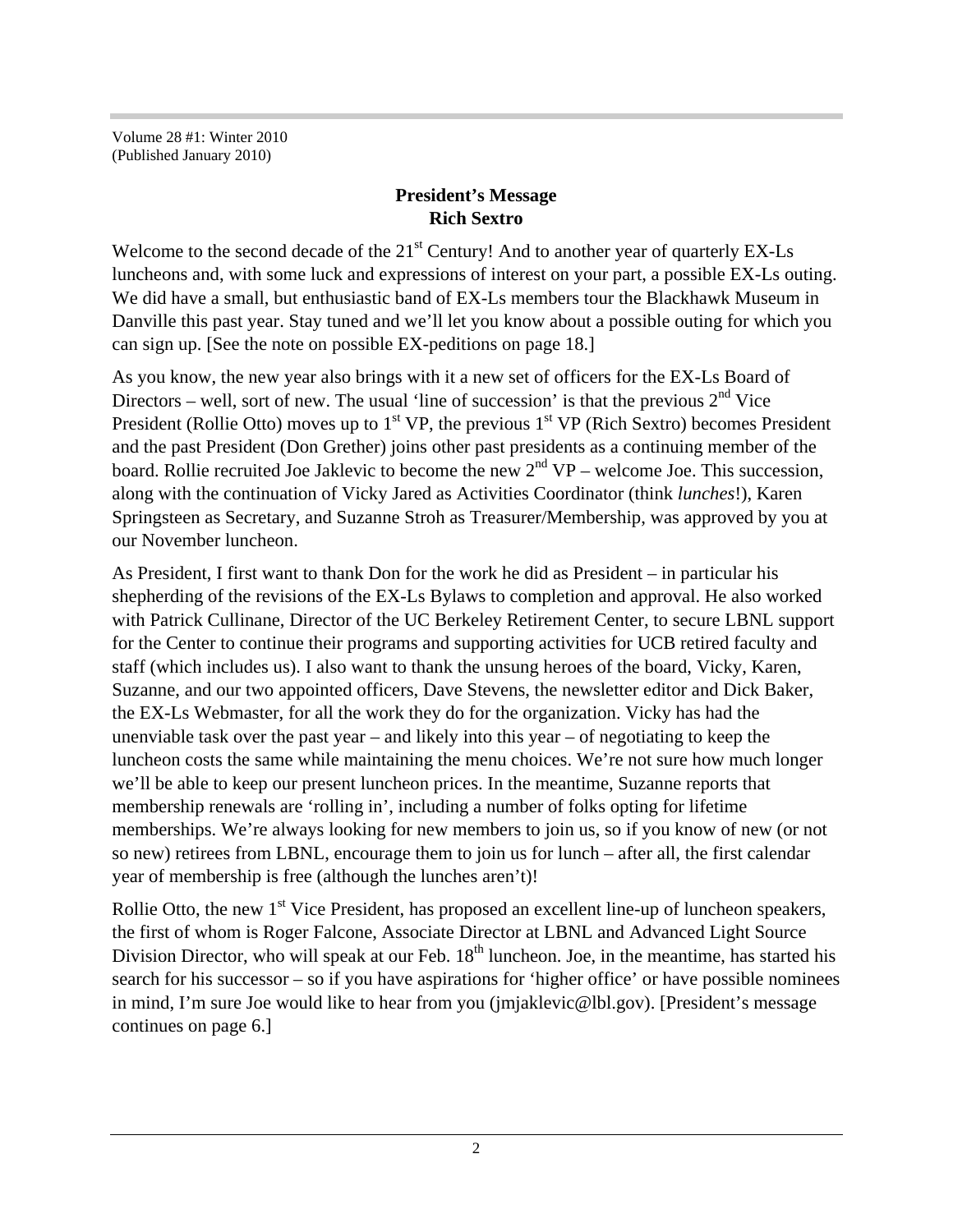Volume 28 #1: Winter 2010
(Published January 2010)

## President's Message
## Rich Sextro

Welcome to the second decade of the 21st Century! And to another year of quarterly EX-Ls luncheons and, with some luck and expressions of interest on your part, a possible EX-Ls outing. We did have a small, but enthusiastic band of EX-Ls members tour the Blackhawk Museum in Danville this past year. Stay tuned and we'll let you know about a possible outing for which you can sign up. [See the note on possible EX-peditions on page 18.]

As you know, the new year also brings with it a new set of officers for the EX-Ls Board of Directors – well, sort of new. The usual 'line of succession' is that the previous 2nd Vice President (Rollie Otto) moves up to 1st VP, the previous 1st VP (Rich Sextro) becomes President and the past President (Don Grether) joins other past presidents as a continuing member of the board. Rollie recruited Joe Jaklevic to become the new 2nd VP – welcome Joe. This succession, along with the continuation of Vicky Jared as Activities Coordinator (think *lunches*!), Karen Springsteen as Secretary, and Suzanne Stroh as Treasurer/Membership, was approved by you at our November luncheon.

As President, I first want to thank Don for the work he did as President – in particular his shepherding of the revisions of the EX-Ls Bylaws to completion and approval. He also worked with Patrick Cullinane, Director of the UC Berkeley Retirement Center, to secure LBNL support for the Center to continue their programs and supporting activities for UCB retired faculty and staff (which includes us). I also want to thank the unsung heroes of the board, Vicky, Karen, Suzanne, and our two appointed officers, Dave Stevens, the newsletter editor and Dick Baker, the EX-Ls Webmaster, for all the work they do for the organization. Vicky has had the unenviable task over the past year – and likely into this year – of negotiating to keep the luncheon costs the same while maintaining the menu choices. We're not sure how much longer we'll be able to keep our present luncheon prices. In the meantime, Suzanne reports that membership renewals are 'rolling in', including a number of folks opting for lifetime memberships. We're always looking for new members to join us, so if you know of new (or not so new) retirees from LBNL, encourage them to join us for lunch – after all, the first calendar year of membership is free (although the lunches aren't)!

Rollie Otto, the new 1st Vice President, has proposed an excellent line-up of luncheon speakers, the first of whom is Roger Falcone, Associate Director at LBNL and Advanced Light Source Division Director, who will speak at our Feb. 18th luncheon. Joe, in the meantime, has started his search for his successor – so if you have aspirations for 'higher office' or have possible nominees in mind, I'm sure Joe would like to hear from you (jmjaklevic@lbl.gov). [President's message continues on page 6.]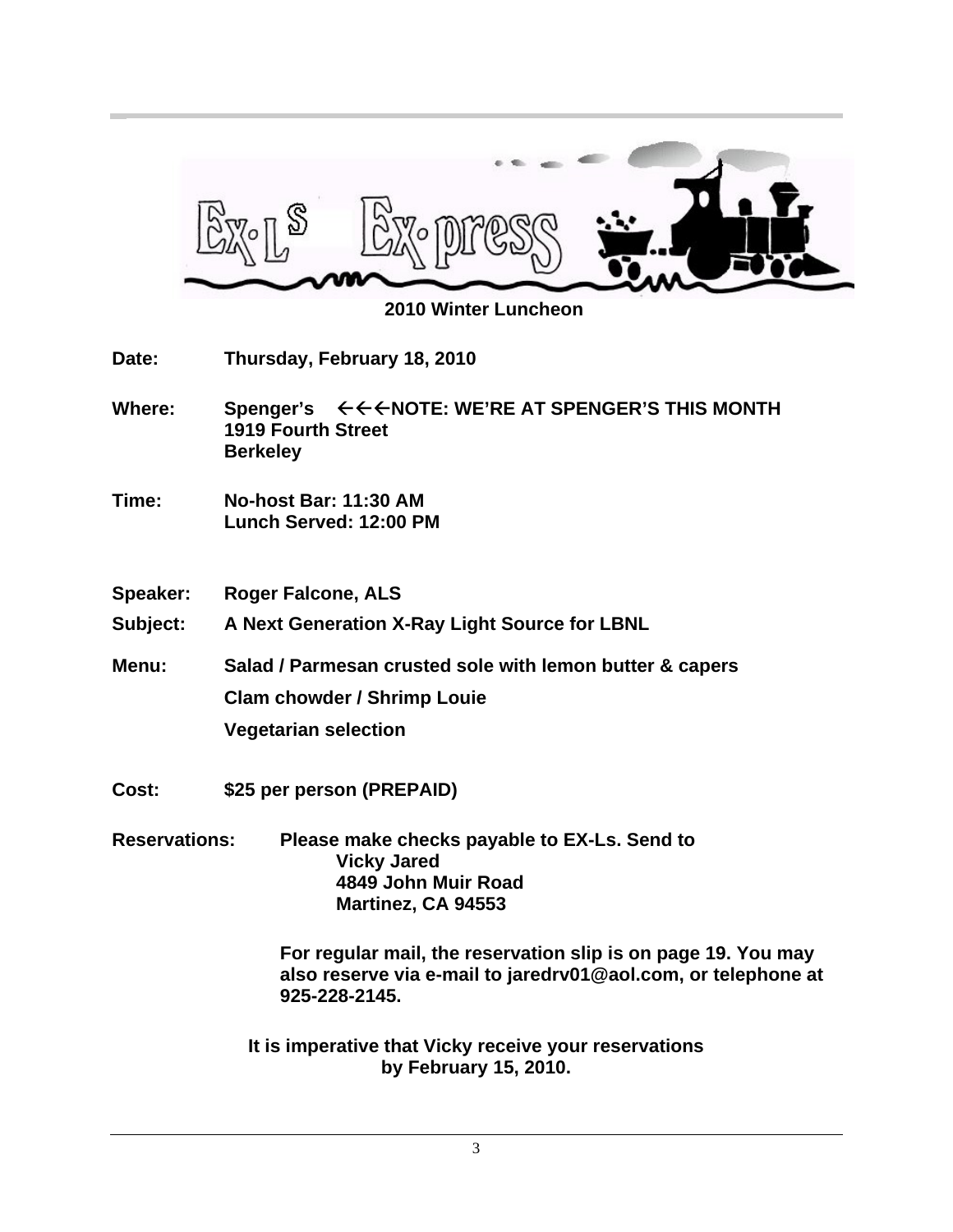# EX-Ls Ex-press

## 2010 Winter Luncheon

**Date:** **Thursday, February 18, 2010**

**Where:** **Spenger's ←←←NOTE: WE'RE AT SPENGER'S THIS MONTH**
**1919 Fourth Street**
**Berkeley**

**Time:** **No-host Bar: 11:30 AM**
**Lunch Served: 12:00 PM**

**Speaker:** **Roger Falcone, ALS**

**Subject:** **A Next Generation X-Ray Light Source for LBNL**

**Menu:** **Salad / Parmesan crusted sole with lemon butter & capers**

**Clam chowder / Shrimp Louie**

**Vegetarian selection**

**Cost:** **$25 per person (PREPAID)**

**Reservations:** **Please make checks payable to EX-Ls. Send to**
**Vicky Jared**
**4849 John Muir Road**
**Martinez, CA 94553**

**For regular mail, the reservation slip is on page 19. You may also reserve via e-mail to jaredrv01@aol.com, or telephone at 925-228-2145.**

**It is imperative that Vicky receive your reservations by February 15, 2010.**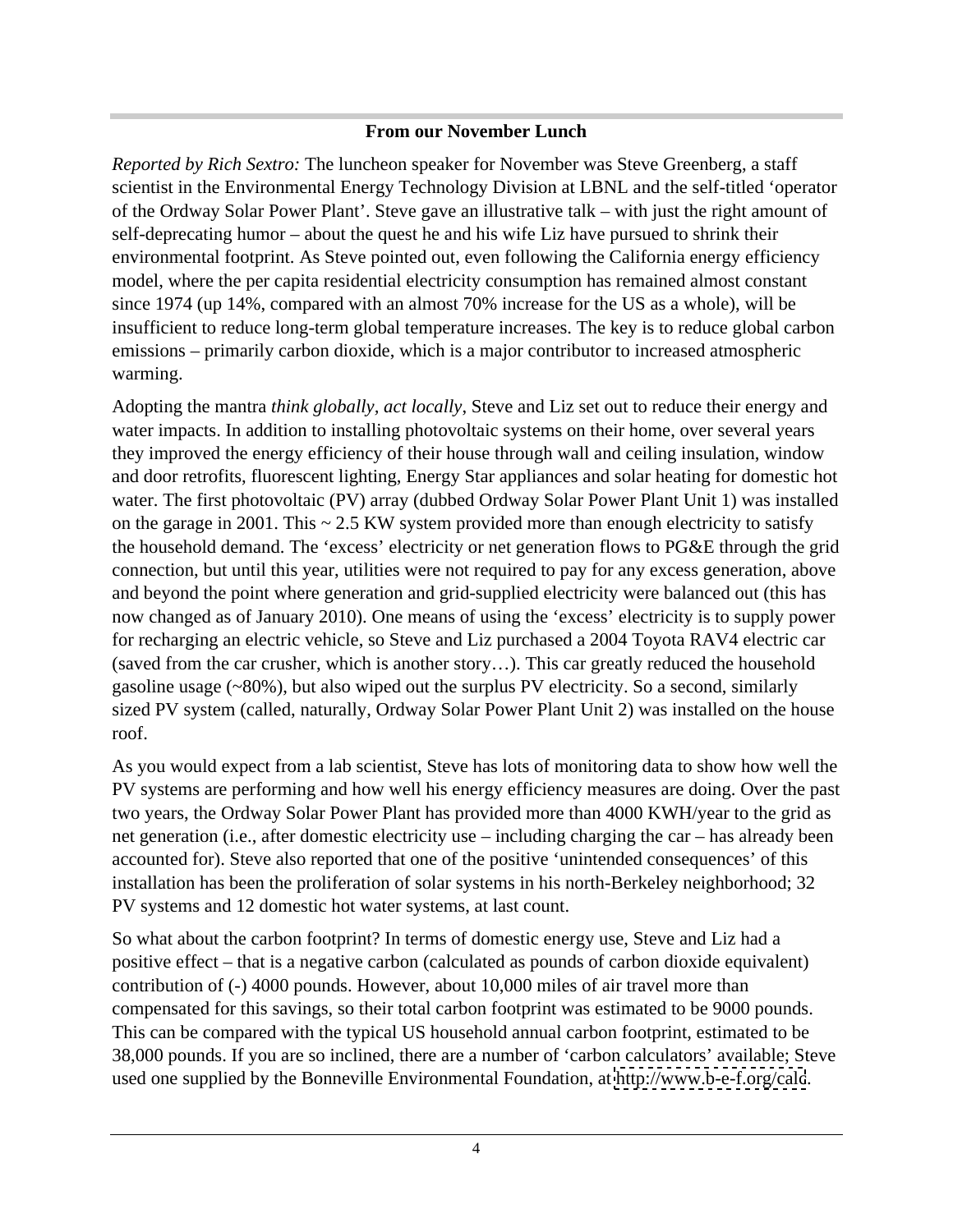## From our November Lunch

*Reported by Rich Sextro:* The luncheon speaker for November was Steve Greenberg, a staff scientist in the Environmental Energy Technology Division at LBNL and the self-titled 'operator of the Ordway Solar Power Plant'. Steve gave an illustrative talk – with just the right amount of self-deprecating humor – about the quest he and his wife Liz have pursued to shrink their environmental footprint. As Steve pointed out, even following the California energy efficiency model, where the per capita residential electricity consumption has remained almost constant since 1974 (up 14%, compared with an almost 70% increase for the US as a whole), will be insufficient to reduce long-term global temperature increases. The key is to reduce global carbon emissions – primarily carbon dioxide, which is a major contributor to increased atmospheric warming.

Adopting the mantra *think globally, act locally*, Steve and Liz set out to reduce their energy and water impacts. In addition to installing photovoltaic systems on their home, over several years they improved the energy efficiency of their house through wall and ceiling insulation, window and door retrofits, fluorescent lighting, Energy Star appliances and solar heating for domestic hot water. The first photovoltaic (PV) array (dubbed Ordway Solar Power Plant Unit 1) was installed on the garage in 2001. This ~ 2.5 KW system provided more than enough electricity to satisfy the household demand. The 'excess' electricity or net generation flows to PG&E through the grid connection, but until this year, utilities were not required to pay for any excess generation, above and beyond the point where generation and grid-supplied electricity were balanced out (this has now changed as of January 2010). One means of using the 'excess' electricity is to supply power for recharging an electric vehicle, so Steve and Liz purchased a 2004 Toyota RAV4 electric car (saved from the car crusher, which is another story…). This car greatly reduced the household gasoline usage (~80%), but also wiped out the surplus PV electricity. So a second, similarly sized PV system (called, naturally, Ordway Solar Power Plant Unit 2) was installed on the house roof.

As you would expect from a lab scientist, Steve has lots of monitoring data to show how well the PV systems are performing and how well his energy efficiency measures are doing. Over the past two years, the Ordway Solar Power Plant has provided more than 4000 KWH/year to the grid as net generation (i.e., after domestic electricity use – including charging the car – has already been accounted for). Steve also reported that one of the positive 'unintended consequences' of this installation has been the proliferation of solar systems in his north-Berkeley neighborhood; 32 PV systems and 12 domestic hot water systems, at last count.

So what about the carbon footprint? In terms of domestic energy use, Steve and Liz had a positive effect – that is a negative carbon (calculated as pounds of carbon dioxide equivalent) contribution of (-) 4000 pounds. However, about 10,000 miles of air travel more than compensated for this savings, so their total carbon footprint was estimated to be 9000 pounds. This can be compared with the typical US household annual carbon footprint, estimated to be 38,000 pounds. If you are so inclined, there are a number of 'carbon calculators' available; Steve used one supplied by the Bonneville Environmental Foundation, at http://www.b-e-f.org/calc.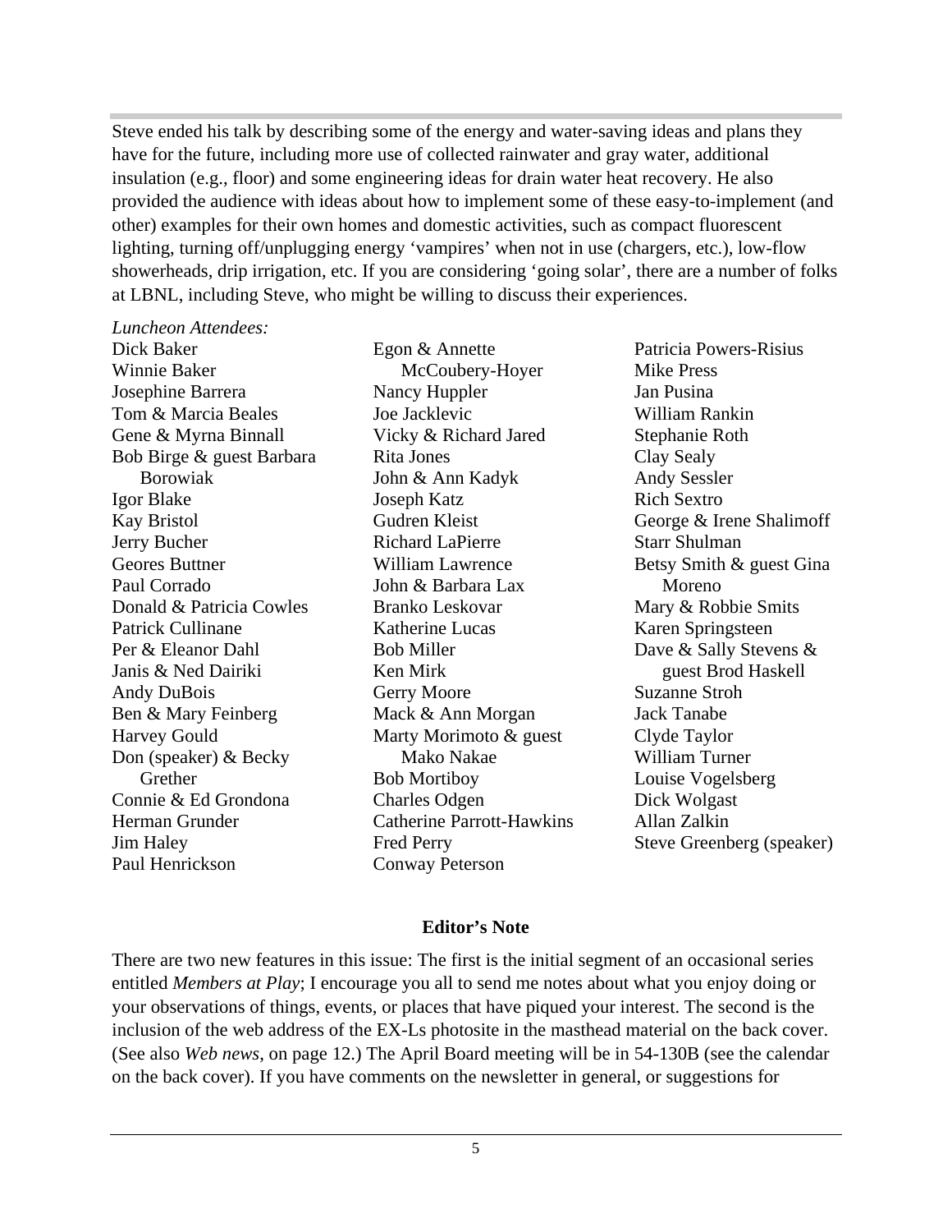Steve ended his talk by describing some of the energy and water-saving ideas and plans they have for the future, including more use of collected rainwater and gray water, additional insulation (e.g., floor) and some engineering ideas for drain water heat recovery. He also provided the audience with ideas about how to implement some of these easy-to-implement (and other) examples for their own homes and domestic activities, such as compact fluorescent lighting, turning off/unplugging energy 'vampires' when not in use (chargers, etc.), low-flow showerheads, drip irrigation, etc. If you are considering 'going solar', there are a number of folks at LBNL, including Steve, who might be willing to discuss their experiences.

*Luncheon Attendees:*

Dick Baker
Winnie Baker
Josephine Barrera
Tom & Marcia Beales
Gene & Myrna Binnall
Bob Birge & guest Barbara Borowiak
Igor Blake
Kay Bristol
Jerry Bucher
Geores Buttner
Paul Corrado
Donald & Patricia Cowles
Patrick Cullinane
Per & Eleanor Dahl
Janis & Ned Dairiki
Andy DuBois
Ben & Mary Feinberg
Harvey Gould
Don (speaker) & Becky Grether
Connie & Ed Grondona
Herman Grunder
Jim Haley
Paul Henrickson
Egon & Annette McCoubery-Hoyer
Nancy Huppler
Joe Jacklevic
Vicky & Richard Jared
Rita Jones
John & Ann Kadyk
Joseph Katz
Gudren Kleist
Richard LaPierre
William Lawrence
John & Barbara Lax
Branko Leskovar
Katherine Lucas
Bob Miller
Ken Mirk
Gerry Moore
Mack & Ann Morgan
Marty Morimoto & guest Mako Nakae
Bob Mortiboy
Charles Odgen
Catherine Parrott-Hawkins
Fred Perry
Conway Peterson
Patricia Powers-Risius
Mike Press
Jan Pusina
William Rankin
Stephanie Roth
Clay Sealy
Andy Sessler
Rich Sextro
George & Irene Shalimoff
Starr Shulman
Betsy Smith & guest Gina Moreno
Mary & Robbie Smits
Karen Springsteen
Dave & Sally Stevens & guest Brod Haskell
Suzanne Stroh
Jack Tanabe
Clyde Taylor
William Turner
Louise Vogelsberg
Dick Wolgast
Allan Zalkin
Steve Greenberg (speaker)

**Editor's Note**

There are two new features in this issue: The first is the initial segment of an occasional series entitled *Members at Play*; I encourage you all to send me notes about what you enjoy doing or your observations of things, events, or places that have piqued your interest. The second is the inclusion of the web address of the EX-Ls photosite in the masthead material on the back cover. (See also *Web news*, on page 12.) The April Board meeting will be in 54-130B (see the calendar on the back cover). If you have comments on the newsletter in general, or suggestions for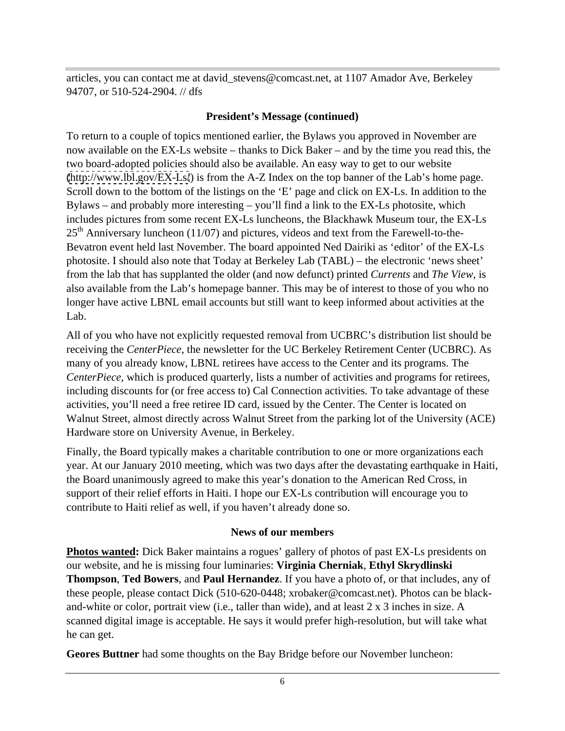articles, you can contact me at david_stevens@comcast.net, at 1107 Amador Ave, Berkeley 94707, or 510-524-2904. // dfs

### President's Message (continued)

To return to a couple of topics mentioned earlier, the Bylaws you approved in November are now available on the EX-Ls website – thanks to Dick Baker – and by the time you read this, the two board-adopted policies should also be available. An easy way to get to our website (http://www.lbl.gov/EX-Ls/) is from the A-Z Index on the top banner of the Lab's home page. Scroll down to the bottom of the listings on the 'E' page and click on EX-Ls. In addition to the Bylaws – and probably more interesting – you'll find a link to the EX-Ls photosite, which includes pictures from some recent EX-Ls luncheons, the Blackhawk Museum tour, the EX-Ls 25th Anniversary luncheon (11/07) and pictures, videos and text from the Farewell-to-the-Bevatron event held last November. The board appointed Ned Dairiki as 'editor' of the EX-Ls photosite. I should also note that Today at Berkeley Lab (TABL) – the electronic 'news sheet' from the lab that has supplanted the older (and now defunct) printed *Currents* and *The View*, is also available from the Lab's homepage banner. This may be of interest to those of you who no longer have active LBNL email accounts but still want to keep informed about activities at the Lab.

All of you who have not explicitly requested removal from UCBRC's distribution list should be receiving the *CenterPiece*, the newsletter for the UC Berkeley Retirement Center (UCBRC). As many of you already know, LBNL retirees have access to the Center and its programs. The *CenterPiece*, which is produced quarterly, lists a number of activities and programs for retirees, including discounts for (or free access to) Cal Connection activities. To take advantage of these activities, you'll need a free retiree ID card, issued by the Center. The Center is located on Walnut Street, almost directly across Walnut Street from the parking lot of the University (ACE) Hardware store on University Avenue, in Berkeley.

Finally, the Board typically makes a charitable contribution to one or more organizations each year. At our January 2010 meeting, which was two days after the devastating earthquake in Haiti, the Board unanimously agreed to make this year's donation to the American Red Cross, in support of their relief efforts in Haiti. I hope our EX-Ls contribution will encourage you to contribute to Haiti relief as well, if you haven't already done so.

### News of our members

**Photos wanted:** Dick Baker maintains a rogues' gallery of photos of past EX-Ls presidents on our website, and he is missing four luminaries: **Virginia Cherniak**, **Ethyl Skrydlinski Thompson**, **Ted Bowers**, and **Paul Hernandez**. If you have a photo of, or that includes, any of these people, please contact Dick (510-620-0448; xrobaker@comcast.net). Photos can be black-and-white or color, portrait view (i.e., taller than wide), and at least 2 x 3 inches in size. A scanned digital image is acceptable. He says it would prefer high-resolution, but will take what he can get.

**Geores Buttner** had some thoughts on the Bay Bridge before our November luncheon: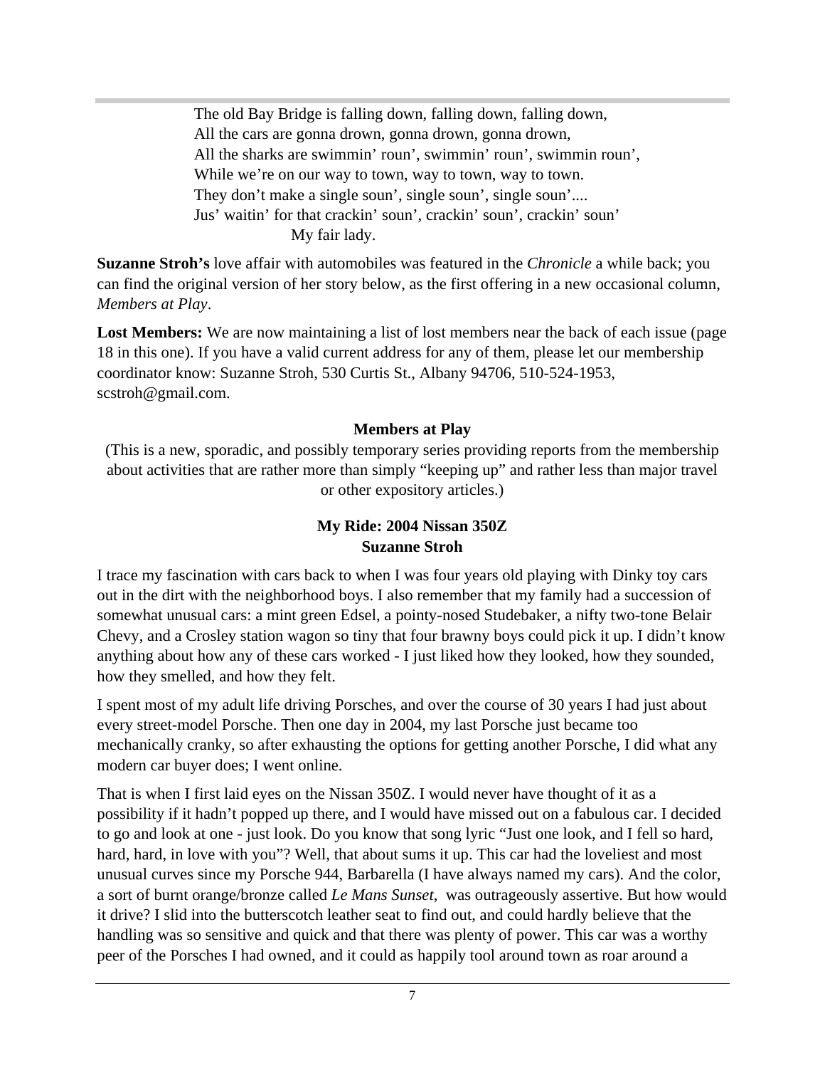The old Bay Bridge is falling down, falling down, falling down,
All the cars are gonna drown, gonna drown, gonna drown,
All the sharks are swimmin' roun', swimmin' roun', swimmin roun',
While we're on our way to town, way to town, way to town.
They don't make a single soun', single soun', single soun'....
Jus' waitin' for that crackin' soun', crackin' soun', crackin' soun'
My fair lady.

**Suzanne Stroh's** love affair with automobiles was featured in the *Chronicle* a while back; you can find the original version of her story below, as the first offering in a new occasional column, *Members at Play*.

**Lost Members:** We are now maintaining a list of lost members near the back of each issue (page 18 in this one). If you have a valid current address for any of them, please let our membership coordinator know: Suzanne Stroh, 530 Curtis St., Albany 94706, 510-524-1953, scstroh@gmail.com.

### Members at Play

(This is a new, sporadic, and possibly temporary series providing reports from the membership about activities that are rather more than simply "keeping up" and rather less than major travel or other expository articles.)

### My Ride: 2004 Nissan 350Z
**Suzanne Stroh**

I trace my fascination with cars back to when I was four years old playing with Dinky toy cars out in the dirt with the neighborhood boys. I also remember that my family had a succession of somewhat unusual cars: a mint green Edsel, a pointy-nosed Studebaker, a nifty two-tone Belair Chevy, and a Crosley station wagon so tiny that four brawny boys could pick it up. I didn't know anything about how any of these cars worked - I just liked how they looked, how they sounded, how they smelled, and how they felt.

I spent most of my adult life driving Porsches, and over the course of 30 years I had just about every street-model Porsche. Then one day in 2004, my last Porsche just became too mechanically cranky, so after exhausting the options for getting another Porsche, I did what any modern car buyer does; I went online.

That is when I first laid eyes on the Nissan 350Z. I would never have thought of it as a possibility if it hadn't popped up there, and I would have missed out on a fabulous car. I decided to go and look at one - just look. Do you know that song lyric "Just one look, and I fell so hard, hard, hard, in love with you"? Well, that about sums it up. This car had the loveliest and most unusual curves since my Porsche 944, Barbarella (I have always named my cars). And the color, a sort of burnt orange/bronze called *Le Mans Sunset*, was outrageously assertive. But how would it drive? I slid into the butterscotch leather seat to find out, and could hardly believe that the handling was so sensitive and quick and that there was plenty of power. This car was a worthy peer of the Porsches I had owned, and it could as happily tool around town as roar around a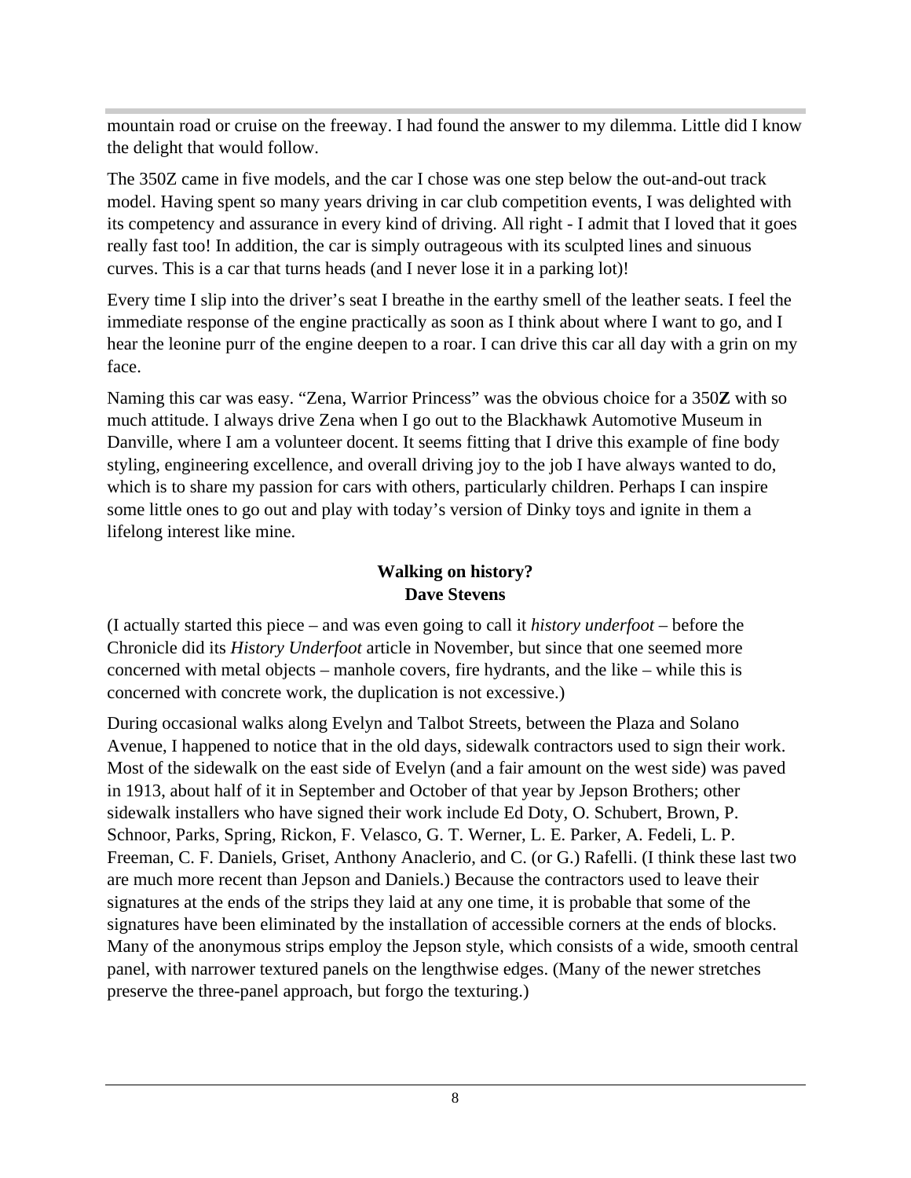mountain road or cruise on the freeway. I had found the answer to my dilemma. Little did I know the delight that would follow.

The 350Z came in five models, and the car I chose was one step below the out-and-out track model. Having spent so many years driving in car club competition events, I was delighted with its competency and assurance in every kind of driving. All right - I admit that I loved that it goes really fast too! In addition, the car is simply outrageous with its sculpted lines and sinuous curves. This is a car that turns heads (and I never lose it in a parking lot)!

Every time I slip into the driver's seat I breathe in the earthy smell of the leather seats. I feel the immediate response of the engine practically as soon as I think about where I want to go, and I hear the leonine purr of the engine deepen to a roar. I can drive this car all day with a grin on my face.

Naming this car was easy. "Zena, Warrior Princess" was the obvious choice for a 350**Z** with so much attitude. I always drive Zena when I go out to the Blackhawk Automotive Museum in Danville, where I am a volunteer docent. It seems fitting that I drive this example of fine body styling, engineering excellence, and overall driving joy to the job I have always wanted to do, which is to share my passion for cars with others, particularly children. Perhaps I can inspire some little ones to go out and play with today's version of Dinky toys and ignite in them a lifelong interest like mine.

## Walking on history?
**Dave Stevens**

(I actually started this piece – and was even going to call it *history underfoot* – before the Chronicle did its *History Underfoot* article in November, but since that one seemed more concerned with metal objects – manhole covers, fire hydrants, and the like – while this is concerned with concrete work, the duplication is not excessive.)

During occasional walks along Evelyn and Talbot Streets, between the Plaza and Solano Avenue, I happened to notice that in the old days, sidewalk contractors used to sign their work. Most of the sidewalk on the east side of Evelyn (and a fair amount on the west side) was paved in 1913, about half of it in September and October of that year by Jepson Brothers; other sidewalk installers who have signed their work include Ed Doty, O. Schubert, Brown, P. Schnoor, Parks, Spring, Rickon, F. Velasco, G. T. Werner, L. E. Parker, A. Fedeli, L. P. Freeman, C. F. Daniels, Griset, Anthony Anaclerio, and C. (or G.) Rafelli. (I think these last two are much more recent than Jepson and Daniels.) Because the contractors used to leave their signatures at the ends of the strips they laid at any one time, it is probable that some of the signatures have been eliminated by the installation of accessible corners at the ends of blocks. Many of the anonymous strips employ the Jepson style, which consists of a wide, smooth central panel, with narrower textured panels on the lengthwise edges. (Many of the newer stretches preserve the three-panel approach, but forgo the texturing.)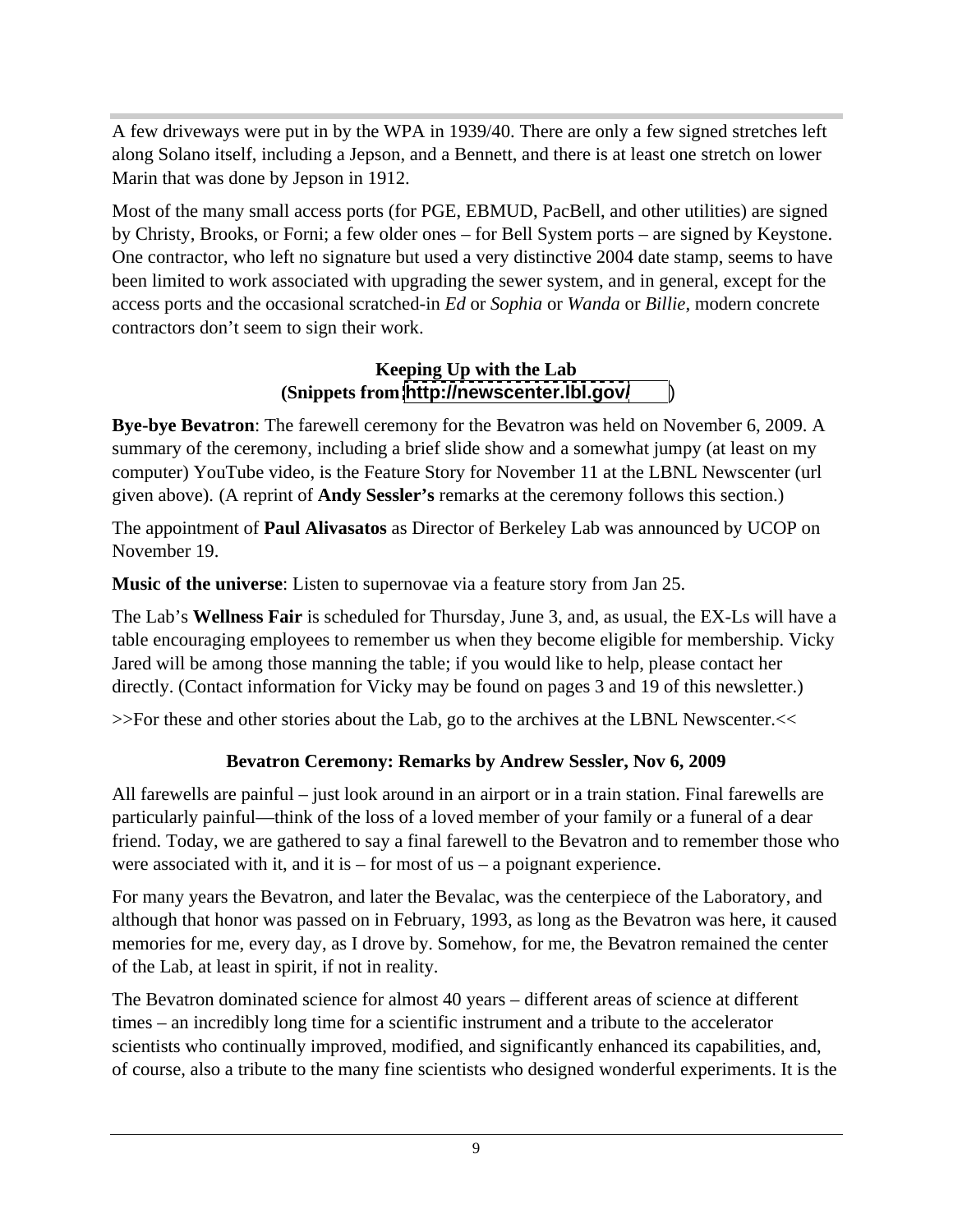A few driveways were put in by the WPA in 1939/40. There are only a few signed stretches left along Solano itself, including a Jepson, and a Bennett, and there is at least one stretch on lower Marin that was done by Jepson in 1912.

Most of the many small access ports (for PGE, EBMUD, PacBell, and other utilities) are signed by Christy, Brooks, or Forni; a few older ones – for Bell System ports – are signed by Keystone. One contractor, who left no signature but used a very distinctive 2004 date stamp, seems to have been limited to work associated with upgrading the sewer system, and in general, except for the access ports and the occasional scratched-in *Ed* or *Sophia* or *Wanda* or *Billie*, modern concrete contractors don't seem to sign their work.

### Keeping Up with the Lab
**(Snippets from http://newscenter.lbl.gov/ )**

**Bye-bye Bevatron**: The farewell ceremony for the Bevatron was held on November 6, 2009. A summary of the ceremony, including a brief slide show and a somewhat jumpy (at least on my computer) YouTube video, is the Feature Story for November 11 at the LBNL Newscenter (url given above). (A reprint of **Andy Sessler's** remarks at the ceremony follows this section.)

The appointment of **Paul Alivasatos** as Director of Berkeley Lab was announced by UCOP on November 19.

**Music of the universe**: Listen to supernovae via a feature story from Jan 25.

The Lab's **Wellness Fair** is scheduled for Thursday, June 3, and, as usual, the EX-Ls will have a table encouraging employees to remember us when they become eligible for membership. Vicky Jared will be among those manning the table; if you would like to help, please contact her directly. (Contact information for Vicky may be found on pages 3 and 19 of this newsletter.)

>>For these and other stories about the Lab, go to the archives at the LBNL Newscenter.<<

### Bevatron Ceremony: Remarks by Andrew Sessler, Nov 6, 2009

All farewells are painful – just look around in an airport or in a train station. Final farewells are particularly painful—think of the loss of a loved member of your family or a funeral of a dear friend. Today, we are gathered to say a final farewell to the Bevatron and to remember those who were associated with it, and it is – for most of us – a poignant experience.

For many years the Bevatron, and later the Bevalac, was the centerpiece of the Laboratory, and although that honor was passed on in February, 1993, as long as the Bevatron was here, it caused memories for me, every day, as I drove by. Somehow, for me, the Bevatron remained the center of the Lab, at least in spirit, if not in reality.

The Bevatron dominated science for almost 40 years – different areas of science at different times – an incredibly long time for a scientific instrument and a tribute to the accelerator scientists who continually improved, modified, and significantly enhanced its capabilities, and, of course, also a tribute to the many fine scientists who designed wonderful experiments. It is the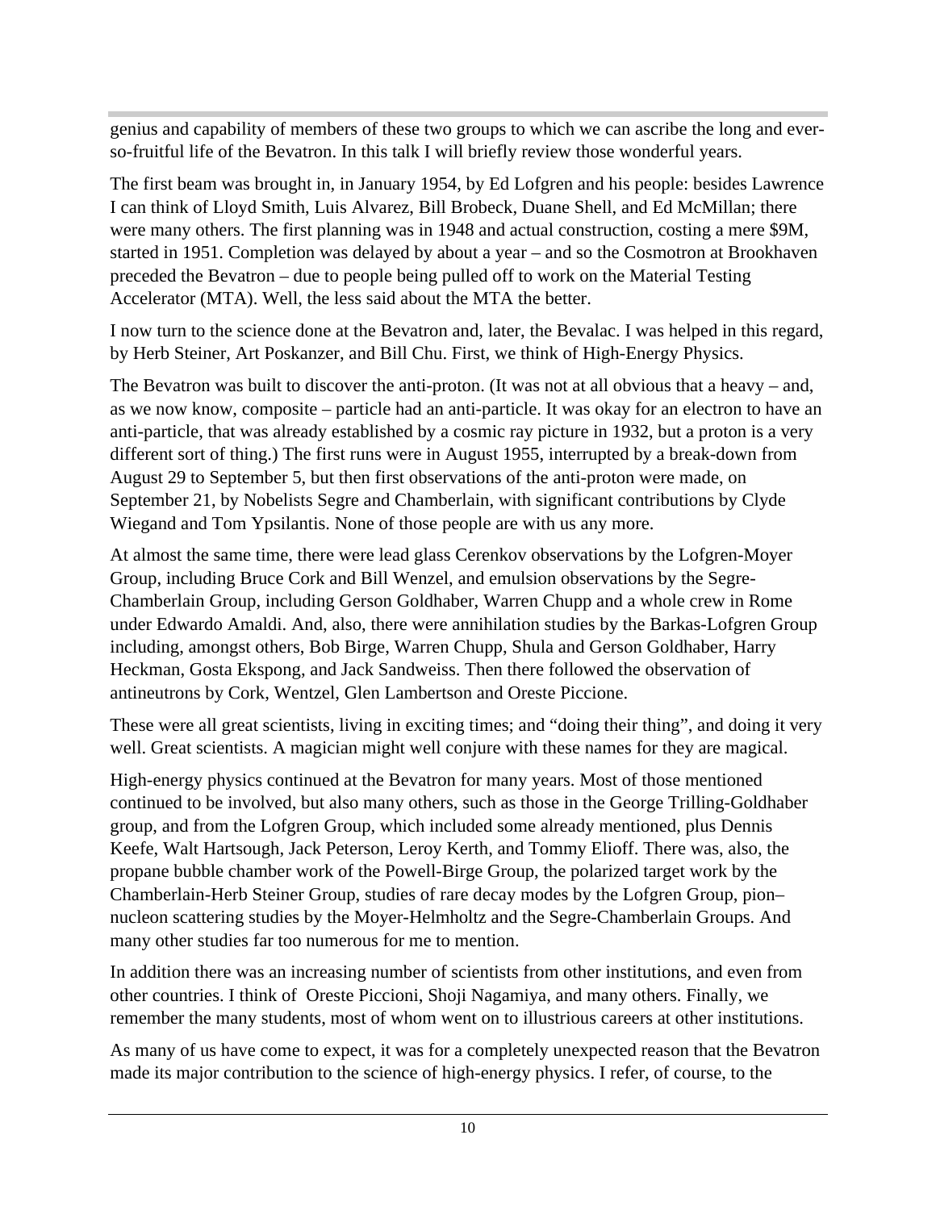genius and capability of members of these two groups to which we can ascribe the long and ever-so-fruitful life of the Bevatron. In this talk I will briefly review those wonderful years.

The first beam was brought in, in January 1954, by Ed Lofgren and his people: besides Lawrence I can think of Lloyd Smith, Luis Alvarez, Bill Brobeck, Duane Shell, and Ed McMillan; there were many others. The first planning was in 1948 and actual construction, costing a mere $9M, started in 1951. Completion was delayed by about a year – and so the Cosmotron at Brookhaven preceded the Bevatron – due to people being pulled off to work on the Material Testing Accelerator (MTA). Well, the less said about the MTA the better.

I now turn to the science done at the Bevatron and, later, the Bevalac. I was helped in this regard, by Herb Steiner, Art Poskanzer, and Bill Chu. First, we think of High-Energy Physics.

The Bevatron was built to discover the anti-proton. (It was not at all obvious that a heavy – and, as we now know, composite – particle had an anti-particle. It was okay for an electron to have an anti-particle, that was already established by a cosmic ray picture in 1932, but a proton is a very different sort of thing.) The first runs were in August 1955, interrupted by a break-down from August 29 to September 5, but then first observations of the anti-proton were made, on September 21, by Nobelists Segre and Chamberlain, with significant contributions by Clyde Wiegand and Tom Ypsilantis. None of those people are with us any more.

At almost the same time, there were lead glass Cerenkov observations by the Lofgren-Moyer Group, including Bruce Cork and Bill Wenzel, and emulsion observations by the Segre-Chamberlain Group, including Gerson Goldhaber, Warren Chupp and a whole crew in Rome under Edwardo Amaldi. And, also, there were annihilation studies by the Barkas-Lofgren Group including, amongst others, Bob Birge, Warren Chupp, Shula and Gerson Goldhaber, Harry Heckman, Gosta Ekspong, and Jack Sandweiss. Then there followed the observation of antineutrons by Cork, Wentzel, Glen Lambertson and Oreste Piccione.

These were all great scientists, living in exciting times; and "doing their thing", and doing it very well. Great scientists. A magician might well conjure with these names for they are magical.

High-energy physics continued at the Bevatron for many years. Most of those mentioned continued to be involved, but also many others, such as those in the George Trilling-Goldhaber group, and from the Lofgren Group, which included some already mentioned, plus Dennis Keefe, Walt Hartsough, Jack Peterson, Leroy Kerth, and Tommy Elioff. There was, also, the propane bubble chamber work of the Powell-Birge Group, the polarized target work by the Chamberlain-Herb Steiner Group, studies of rare decay modes by the Lofgren Group, pion–nucleon scattering studies by the Moyer-Helmholtz and the Segre-Chamberlain Groups. And many other studies far too numerous for me to mention.

In addition there was an increasing number of scientists from other institutions, and even from other countries. I think of Oreste Piccioni, Shoji Nagamiya, and many others. Finally, we remember the many students, most of whom went on to illustrious careers at other institutions.

As many of us have come to expect, it was for a completely unexpected reason that the Bevatron made its major contribution to the science of high-energy physics. I refer, of course, to the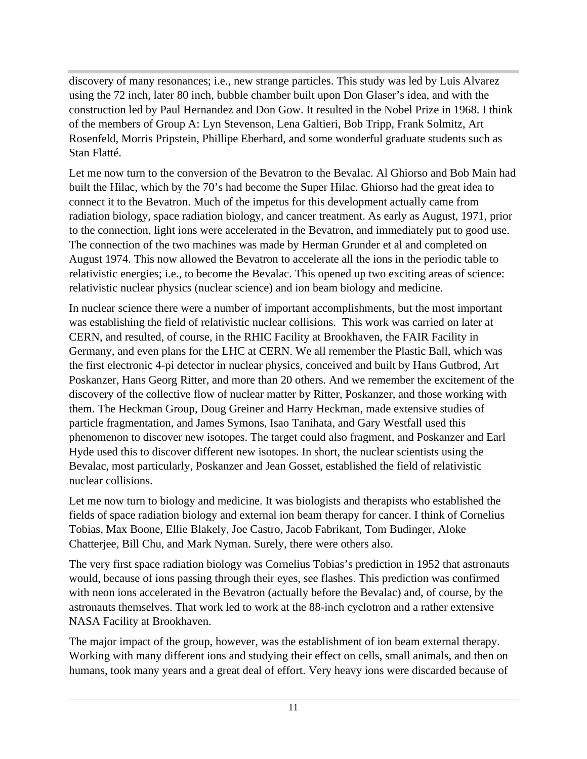discovery of many resonances; i.e., new strange particles. This study was led by Luis Alvarez using the 72 inch, later 80 inch, bubble chamber built upon Don Glaser's idea, and with the construction led by Paul Hernandez and Don Gow. It resulted in the Nobel Prize in 1968. I think of the members of Group A: Lyn Stevenson, Lena Galtieri, Bob Tripp, Frank Solmitz, Art Rosenfeld, Morris Pripstein, Phillipe Eberhard, and some wonderful graduate students such as Stan Flatté.

Let me now turn to the conversion of the Bevatron to the Bevalac. Al Ghiorso and Bob Main had built the Hilac, which by the 70's had become the Super Hilac. Ghiorso had the great idea to connect it to the Bevatron. Much of the impetus for this development actually came from radiation biology, space radiation biology, and cancer treatment. As early as August, 1971, prior to the connection, light ions were accelerated in the Bevatron, and immediately put to good use. The connection of the two machines was made by Herman Grunder et al and completed on August 1974. This now allowed the Bevatron to accelerate all the ions in the periodic table to relativistic energies; i.e., to become the Bevalac. This opened up two exciting areas of science: relativistic nuclear physics (nuclear science) and ion beam biology and medicine.

In nuclear science there were a number of important accomplishments, but the most important was establishing the field of relativistic nuclear collisions. This work was carried on later at CERN, and resulted, of course, in the RHIC Facility at Brookhaven, the FAIR Facility in Germany, and even plans for the LHC at CERN. We all remember the Plastic Ball, which was the first electronic 4-pi detector in nuclear physics, conceived and built by Hans Gutbrod, Art Poskanzer, Hans Georg Ritter, and more than 20 others. And we remember the excitement of the discovery of the collective flow of nuclear matter by Ritter, Poskanzer, and those working with them. The Heckman Group, Doug Greiner and Harry Heckman, made extensive studies of particle fragmentation, and James Symons, Isao Tanihata, and Gary Westfall used this phenomenon to discover new isotopes. The target could also fragment, and Poskanzer and Earl Hyde used this to discover different new isotopes. In short, the nuclear scientists using the Bevalac, most particularly, Poskanzer and Jean Gosset, established the field of relativistic nuclear collisions.

Let me now turn to biology and medicine. It was biologists and therapists who established the fields of space radiation biology and external ion beam therapy for cancer. I think of Cornelius Tobias, Max Boone, Ellie Blakely, Joe Castro, Jacob Fabrikant, Tom Budinger, Aloke Chatterjee, Bill Chu, and Mark Nyman. Surely, there were others also.

The very first space radiation biology was Cornelius Tobias's prediction in 1952 that astronauts would, because of ions passing through their eyes, see flashes. This prediction was confirmed with neon ions accelerated in the Bevatron (actually before the Bevalac) and, of course, by the astronauts themselves. That work led to work at the 88-inch cyclotron and a rather extensive NASA Facility at Brookhaven.

The major impact of the group, however, was the establishment of ion beam external therapy. Working with many different ions and studying their effect on cells, small animals, and then on humans, took many years and a great deal of effort. Very heavy ions were discarded because of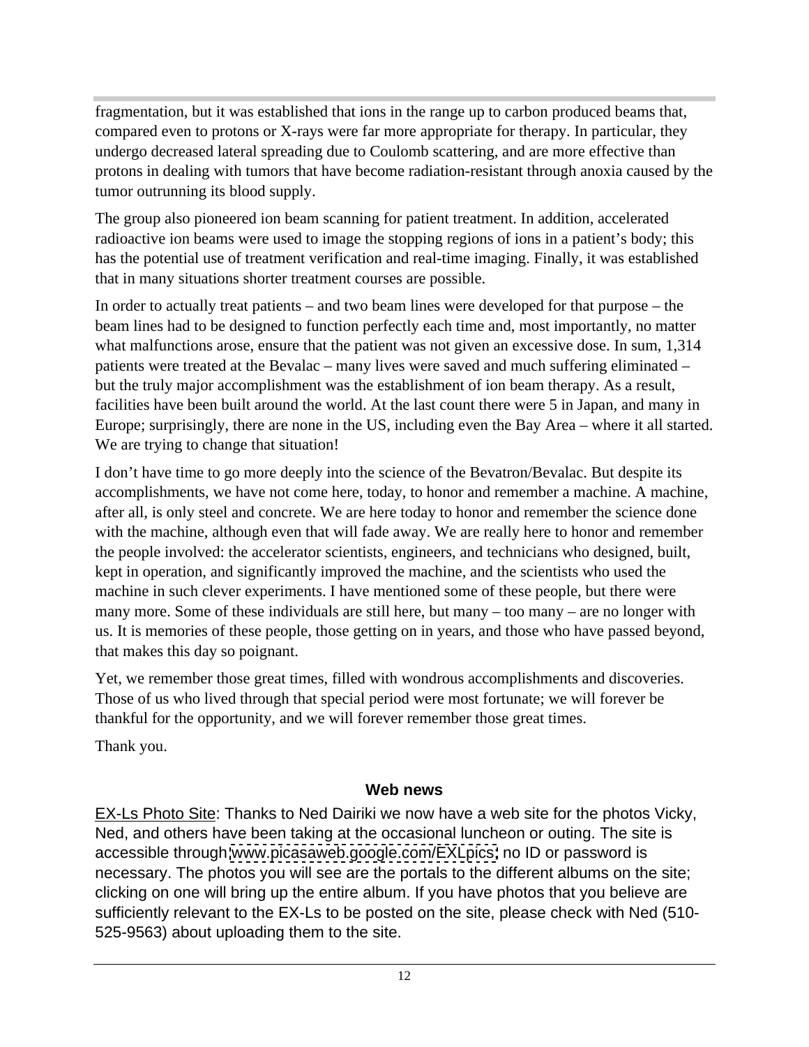fragmentation, but it was established that ions in the range up to carbon produced beams that, compared even to protons or X-rays were far more appropriate for therapy. In particular, they undergo decreased lateral spreading due to Coulomb scattering, and are more effective than protons in dealing with tumors that have become radiation-resistant through anoxia caused by the tumor outrunning its blood supply.

The group also pioneered ion beam scanning for patient treatment. In addition, accelerated radioactive ion beams were used to image the stopping regions of ions in a patient's body; this has the potential use of treatment verification and real-time imaging. Finally, it was established that in many situations shorter treatment courses are possible.

In order to actually treat patients – and two beam lines were developed for that purpose – the beam lines had to be designed to function perfectly each time and, most importantly, no matter what malfunctions arose, ensure that the patient was not given an excessive dose. In sum, 1,314 patients were treated at the Bevalac – many lives were saved and much suffering eliminated – but the truly major accomplishment was the establishment of ion beam therapy. As a result, facilities have been built around the world. At the last count there were 5 in Japan, and many in Europe; surprisingly, there are none in the US, including even the Bay Area – where it all started. We are trying to change that situation!

I don't have time to go more deeply into the science of the Bevatron/Bevalac. But despite its accomplishments, we have not come here, today, to honor and remember a machine. A machine, after all, is only steel and concrete. We are here today to honor and remember the science done with the machine, although even that will fade away. We are really here to honor and remember the people involved: the accelerator scientists, engineers, and technicians who designed, built, kept in operation, and significantly improved the machine, and the scientists who used the machine in such clever experiments. I have mentioned some of these people, but there were many more. Some of these individuals are still here, but many – too many – are no longer with us. It is memories of these people, those getting on in years, and those who have passed beyond, that makes this day so poignant.

Yet, we remember those great times, filled with wondrous accomplishments and discoveries. Those of us who lived through that special period were most fortunate; we will forever be thankful for the opportunity, and we will forever remember those great times.

Thank you.

## Web news

EX-Ls Photo Site: Thanks to Ned Dairiki we now have a web site for the photos Vicky, Ned, and others have been taking at the occasional luncheon or outing. The site is accessible through www.picasaweb.google.com/EXLpics; no ID or password is necessary. The photos you will see are the portals to the different albums on the site; clicking on one will bring up the entire album. If you have photos that you believe are sufficiently relevant to the EX-Ls to be posted on the site, please check with Ned (510-525-9563) about uploading them to the site.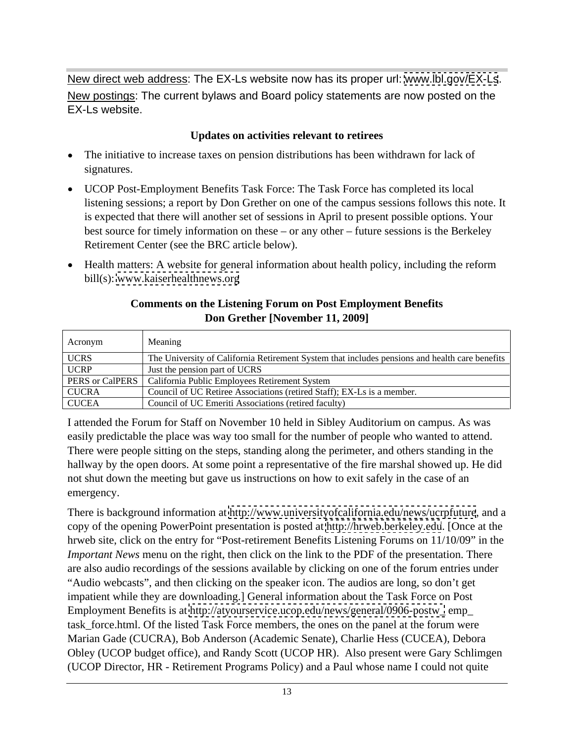New direct web address: The EX-Ls website now has its proper url: www.lbl.gov/EX-Ls.

New postings: The current bylaws and Board policy statements are now posted on the EX-Ls website.

### Updates on activities relevant to retirees

- The initiative to increase taxes on pension distributions has been withdrawn for lack of signatures.
- UCOP Post-Employment Benefits Task Force: The Task Force has completed its local listening sessions; a report by Don Grether on one of the campus sessions follows this note. It is expected that there will another set of sessions in April to present possible options. Your best source for timely information on these – or any other – future sessions is the Berkeley Retirement Center (see the BRC article below).
- Health matters: A website for general information about health policy, including the reform bill(s): www.kaiserhealthnews.org

### Comments on the Listening Forum on Post Employment Benefits
### Don Grether [November 11, 2009]

| Acronym | Meaning |
|---|---|
| UCRS | The University of California Retirement System that includes pensions and health care benefits |
| UCRP | Just the pension part of UCRS |
| PERS or CalPERS | California Public Employees Retirement System |
| CUCRA | Council of UC Retiree Associations (retired Staff); EX-Ls is a member. |
| CUCEA | Council of UC Emeriti Associations (retired faculty) |

I attended the Forum for Staff on November 10 held in Sibley Auditorium on campus. As was easily predictable the place was way too small for the number of people who wanted to attend. There were people sitting on the steps, standing along the perimeter, and others standing in the hallway by the open doors. At some point a representative of the fire marshal showed up. He did not shut down the meeting but gave us instructions on how to exit safely in the case of an emergency.

There is background information at http://www.universityofcalifornia.edu/news/ucrpfuture, and a copy of the opening PowerPoint presentation is posted at http://hrweb.berkeley.edu. [Once at the hrweb site, click on the entry for "Post-retirement Benefits Listening Forums on 11/10/09" in the *Important News* menu on the right, then click on the link to the PDF of the presentation. There are also audio recordings of the sessions available by clicking on one of the forum entries under "Audio webcasts", and then clicking on the speaker icon. The audios are long, so don't get impatient while they are downloading.] General information about the Task Force on Post Employment Benefits is at http://atyourservice.ucop.edu/news/general/0906-postw_ emp_ task_force.html. Of the listed Task Force members, the ones on the panel at the forum were Marian Gade (CUCRA), Bob Anderson (Academic Senate), Charlie Hess (CUCEA), Debora Obley (UCOP budget office), and Randy Scott (UCOP HR). Also present were Gary Schlimgen (UCOP Director, HR - Retirement Programs Policy) and a Paul whose name I could not quite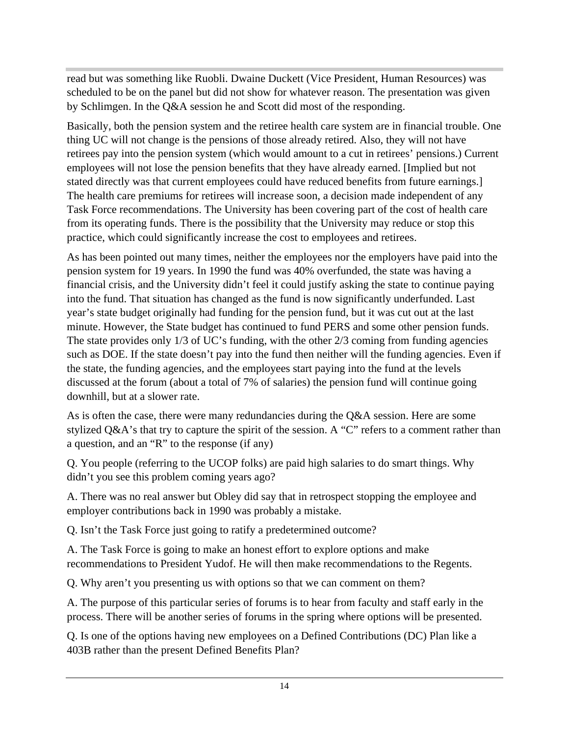read but was something like Ruobli. Dwaine Duckett (Vice President, Human Resources) was scheduled to be on the panel but did not show for whatever reason. The presentation was given by Schlimgen. In the Q&A session he and Scott did most of the responding.

Basically, both the pension system and the retiree health care system are in financial trouble. One thing UC will not change is the pensions of those already retired. Also, they will not have retirees pay into the pension system (which would amount to a cut in retirees' pensions.) Current employees will not lose the pension benefits that they have already earned. [Implied but not stated directly was that current employees could have reduced benefits from future earnings.] The health care premiums for retirees will increase soon, a decision made independent of any Task Force recommendations. The University has been covering part of the cost of health care from its operating funds. There is the possibility that the University may reduce or stop this practice, which could significantly increase the cost to employees and retirees.

As has been pointed out many times, neither the employees nor the employers have paid into the pension system for 19 years. In 1990 the fund was 40% overfunded, the state was having a financial crisis, and the University didn't feel it could justify asking the state to continue paying into the fund. That situation has changed as the fund is now significantly underfunded. Last year's state budget originally had funding for the pension fund, but it was cut out at the last minute. However, the State budget has continued to fund PERS and some other pension funds. The state provides only 1/3 of UC's funding, with the other 2/3 coming from funding agencies such as DOE. If the state doesn't pay into the fund then neither will the funding agencies. Even if the state, the funding agencies, and the employees start paying into the fund at the levels discussed at the forum (about a total of 7% of salaries) the pension fund will continue going downhill, but at a slower rate.

As is often the case, there were many redundancies during the Q&A session. Here are some stylized Q&A's that try to capture the spirit of the session. A "C" refers to a comment rather than a question, and an "R" to the response (if any)

Q. You people (referring to the UCOP folks) are paid high salaries to do smart things. Why didn't you see this problem coming years ago?

A. There was no real answer but Obley did say that in retrospect stopping the employee and employer contributions back in 1990 was probably a mistake.

Q. Isn't the Task Force just going to ratify a predetermined outcome?

A. The Task Force is going to make an honest effort to explore options and make recommendations to President Yudof. He will then make recommendations to the Regents.

Q. Why aren't you presenting us with options so that we can comment on them?

A. The purpose of this particular series of forums is to hear from faculty and staff early in the process. There will be another series of forums in the spring where options will be presented.

Q. Is one of the options having new employees on a Defined Contributions (DC) Plan like a 403B rather than the present Defined Benefits Plan?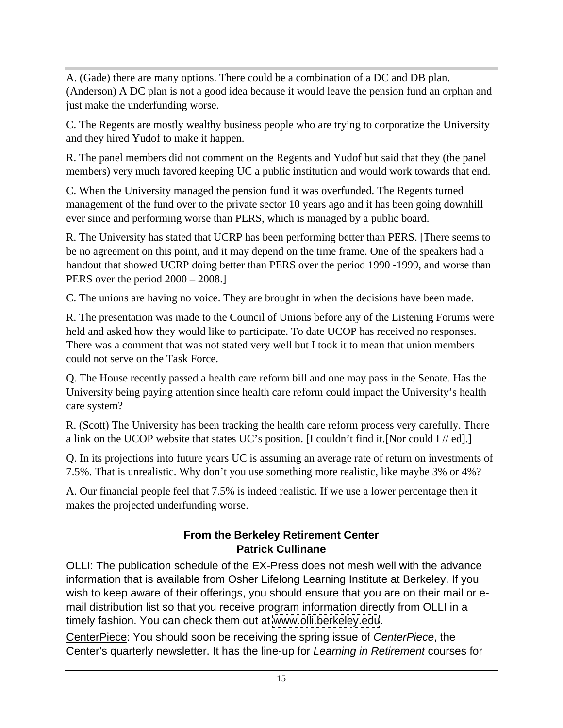A. (Gade) there are many options. There could be a combination of a DC and DB plan. (Anderson) A DC plan is not a good idea because it would leave the pension fund an orphan and just make the underfunding worse.

C. The Regents are mostly wealthy business people who are trying to corporatize the University and they hired Yudof to make it happen.

R. The panel members did not comment on the Regents and Yudof but said that they (the panel members) very much favored keeping UC a public institution and would work towards that end.

C. When the University managed the pension fund it was overfunded. The Regents turned management of the fund over to the private sector 10 years ago and it has been going downhill ever since and performing worse than PERS, which is managed by a public board.

R. The University has stated that UCRP has been performing better than PERS. [There seems to be no agreement on this point, and it may depend on the time frame. One of the speakers had a handout that showed UCRP doing better than PERS over the period 1990 -1999, and worse than PERS over the period 2000 – 2008.]

C. The unions are having no voice. They are brought in when the decisions have been made.

R. The presentation was made to the Council of Unions before any of the Listening Forums were held and asked how they would like to participate. To date UCOP has received no responses. There was a comment that was not stated very well but I took it to mean that union members could not serve on the Task Force.

Q. The House recently passed a health care reform bill and one may pass in the Senate. Has the University being paying attention since health care reform could impact the University's health care system?

R. (Scott) The University has been tracking the health care reform process very carefully. There a link on the UCOP website that states UC's position. [I couldn't find it.[Nor could I // ed].]

Q. In its projections into future years UC is assuming an average rate of return on investments of 7.5%. That is unrealistic. Why don't you use something more realistic, like maybe 3% or 4%?

A. Our financial people feel that 7.5% is indeed realistic. If we use a lower percentage then it makes the projected underfunding worse.

## From the Berkeley Retirement Center
## Patrick Cullinane

OLLI: The publication schedule of the EX-Press does not mesh well with the advance information that is available from Osher Lifelong Learning Institute at Berkeley. If you wish to keep aware of their offerings, you should ensure that you are on their mail or e-mail distribution list so that you receive program information directly from OLLI in a timely fashion. You can check them out at www.olli.berkeley.edu.

CenterPiece: You should soon be receiving the spring issue of *CenterPiece*, the Center's quarterly newsletter. It has the line-up for *Learning in Retirement* courses for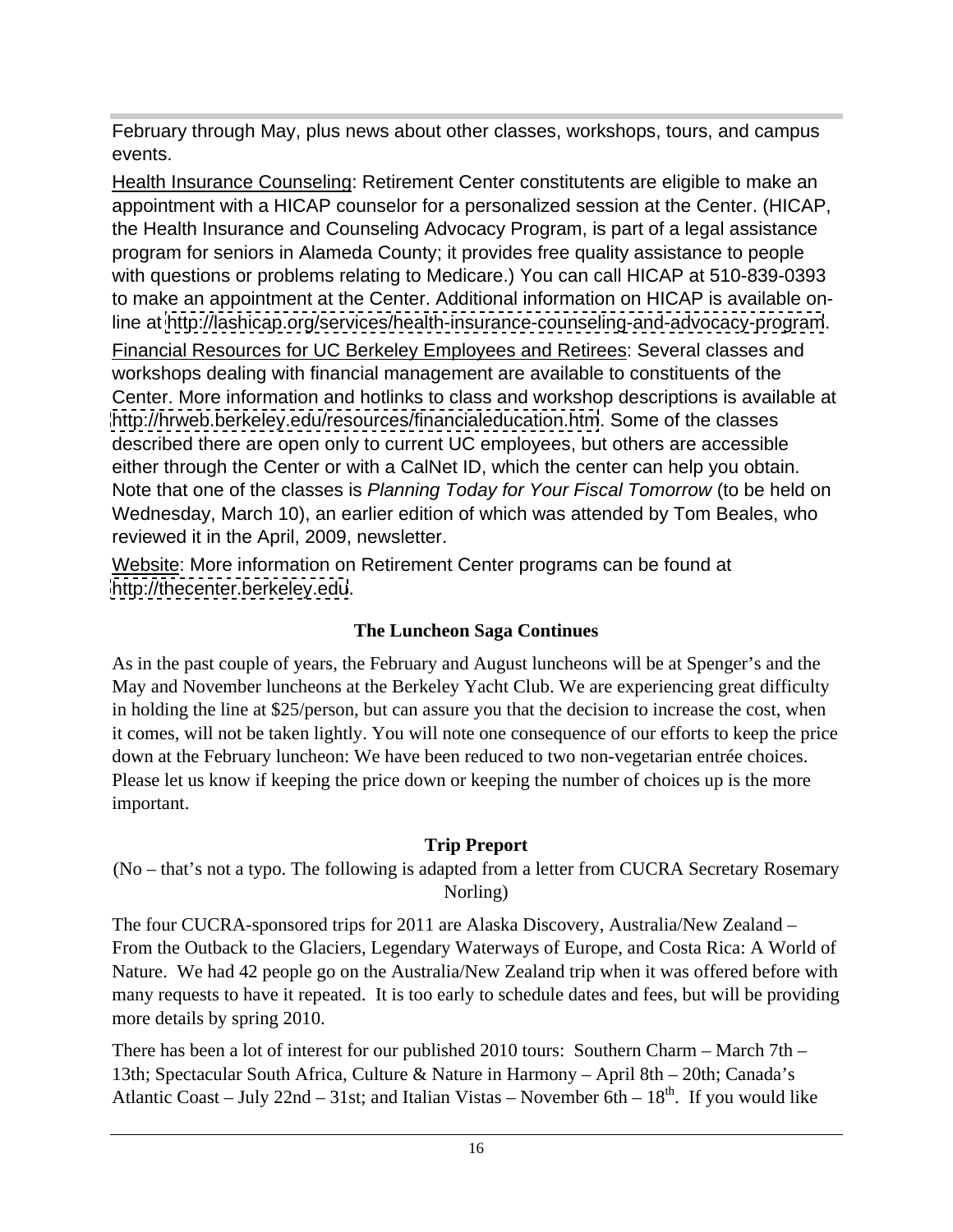February through May, plus news about other classes, workshops, tours, and campus events.

Health Insurance Counseling: Retirement Center constitutents are eligible to make an appointment with a HICAP counselor for a personalized session at the Center. (HICAP, the Health Insurance and Counseling Advocacy Program, is part of a legal assistance program for seniors in Alameda County; it provides free quality assistance to people with questions or problems relating to Medicare.) You can call HICAP at 510-839-0393 to make an appointment at the Center. Additional information on HICAP is available on-line at http://lashicap.org/services/health-insurance-counseling-and-advocacy-program.

Financial Resources for UC Berkeley Employees and Retirees: Several classes and workshops dealing with financial management are available to constituents of the Center. More information and hotlinks to class and workshop descriptions is available at http://hrweb.berkeley.edu/resources/financialeducation.htm. Some of the classes described there are open only to current UC employees, but others are accessible either through the Center or with a CalNet ID, which the center can help you obtain. Note that one of the classes is *Planning Today for Your Fiscal Tomorrow* (to be held on Wednesday, March 10), an earlier edition of which was attended by Tom Beales, who reviewed it in the April, 2009, newsletter.

Website: More information on Retirement Center programs can be found at http://thecenter.berkeley.edu.

## The Luncheon Saga Continues

As in the past couple of years, the February and August luncheons will be at Spenger's and the May and November luncheons at the Berkeley Yacht Club. We are experiencing great difficulty in holding the line at $25/person, but can assure you that the decision to increase the cost, when it comes, will not be taken lightly. You will note one consequence of our efforts to keep the price down at the February luncheon: We have been reduced to two non-vegetarian entrée choices. Please let us know if keeping the price down or keeping the number of choices up is the more important.

## Trip Preport

(No – that's not a typo. The following is adapted from a letter from CUCRA Secretary Rosemary Norling)

The four CUCRA-sponsored trips for 2011 are Alaska Discovery, Australia/New Zealand – From the Outback to the Glaciers, Legendary Waterways of Europe, and Costa Rica: A World of Nature. We had 42 people go on the Australia/New Zealand trip when it was offered before with many requests to have it repeated. It is too early to schedule dates and fees, but will be providing more details by spring 2010.

There has been a lot of interest for our published 2010 tours: Southern Charm – March 7th – 13th; Spectacular South Africa, Culture & Nature in Harmony – April 8th – 20th; Canada's Atlantic Coast – July 22nd – 31st; and Italian Vistas – November 6th – 18th. If you would like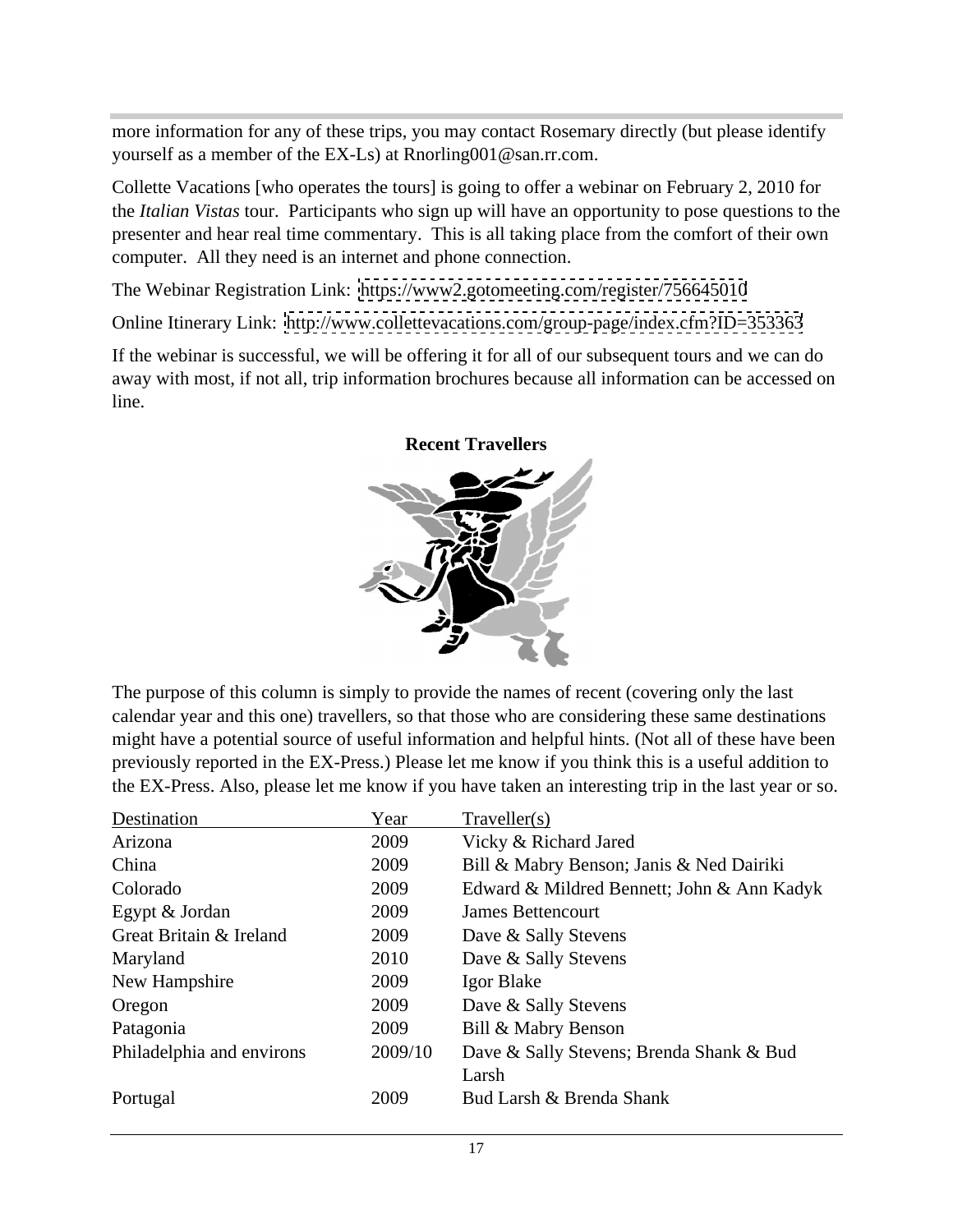more information for any of these trips, you may contact Rosemary directly (but please identify yourself as a member of the EX-Ls) at Rnorling001@san.rr.com.

Collette Vacations [who operates the tours] is going to offer a webinar on February 2, 2010 for the *Italian Vistas* tour. Participants who sign up will have an opportunity to pose questions to the presenter and hear real time commentary. This is all taking place from the comfort of their own computer. All they need is an internet and phone connection.

The Webinar Registration Link: https://www2.gotomeeting.com/register/756645010

Online Itinerary Link: http://www.collettevacations.com/group-page/index.cfm?ID=353363

If the webinar is successful, we will be offering it for all of our subsequent tours and we can do away with most, if not all, trip information brochures because all information can be accessed on line.

**Recent Travellers**

The purpose of this column is simply to provide the names of recent (covering only the last calendar year and this one) travellers, so that those who are considering these same destinations might have a potential source of useful information and helpful hints. (Not all of these have been previously reported in the EX-Press.) Please let me know if you think this is a useful addition to the EX-Press. Also, please let me know if you have taken an interesting trip in the last year or so.

| Destination | Year | Traveller(s) |
|---|---|---|
| Arizona | 2009 | Vicky & Richard Jared |
| China | 2009 | Bill & Mabry Benson; Janis & Ned Dairiki |
| Colorado | 2009 | Edward & Mildred Bennett; John & Ann Kadyk |
| Egypt & Jordan | 2009 | James Bettencourt |
| Great Britain & Ireland | 2009 | Dave & Sally Stevens |
| Maryland | 2010 | Dave & Sally Stevens |
| New Hampshire | 2009 | Igor Blake |
| Oregon | 2009 | Dave & Sally Stevens |
| Patagonia | 2009 | Bill & Mabry Benson |
| Philadelphia and environs | 2009/10 | Dave & Sally Stevens; Brenda Shank & Bud Larsh |
| Portugal | 2009 | Bud Larsh & Brenda Shank |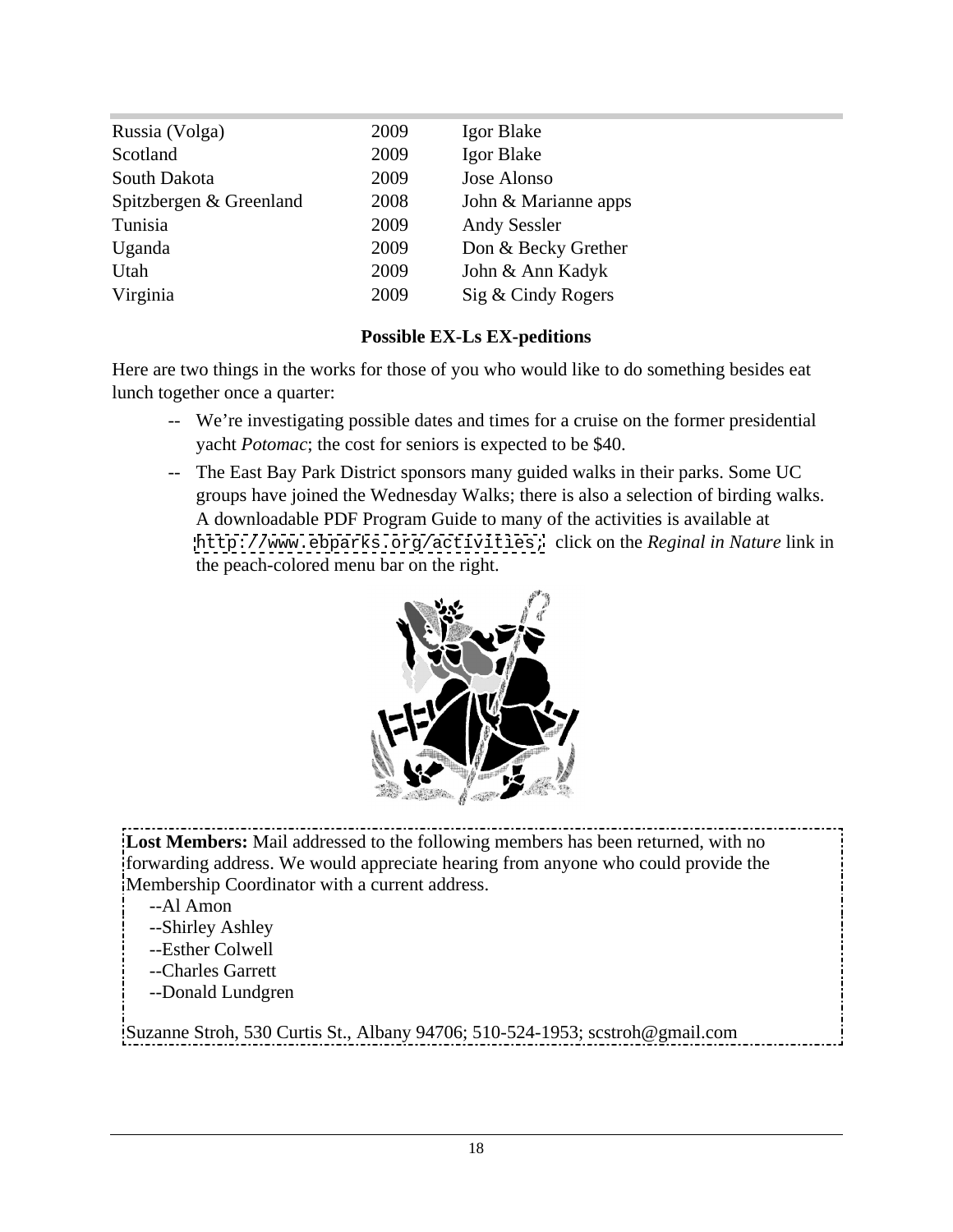| | | |
|---|---|---|
| Russia (Volga) | 2009 | Igor Blake |
| Scotland | 2009 | Igor Blake |
| South Dakota | 2009 | Jose Alonso |
| Spitzbergen & Greenland | 2008 | John & Marianne apps |
| Tunisia | 2009 | Andy Sessler |
| Uganda | 2009 | Don & Becky Grether |
| Utah | 2009 | John & Ann Kadyk |
| Virginia | 2009 | Sig & Cindy Rogers |

**Possible EX-Ls EX-peditions**

Here are two things in the works for those of you who would like to do something besides eat lunch together once a quarter:

-- We're investigating possible dates and times for a cruise on the former presidential yacht *Potomac*; the cost for seniors is expected to be $40.

-- The East Bay Park District sponsors many guided walks in their parks. Some UC groups have joined the Wednesday Walks; there is also a selection of birding walks. A downloadable PDF Program Guide to many of the activities is available at http://www.ebparks.org/activities; click on the *Reginal in Nature* link in the peach-colored menu bar on the right.

**Lost Members:** Mail addressed to the following members has been returned, with no forwarding address. We would appreciate hearing from anyone who could provide the Membership Coordinator with a current address.

--Al Amon
--Shirley Ashley
--Esther Colwell
--Charles Garrett
--Donald Lundgren

Suzanne Stroh, 530 Curtis St., Albany 94706; 510-524-1953; scstroh@gmail.com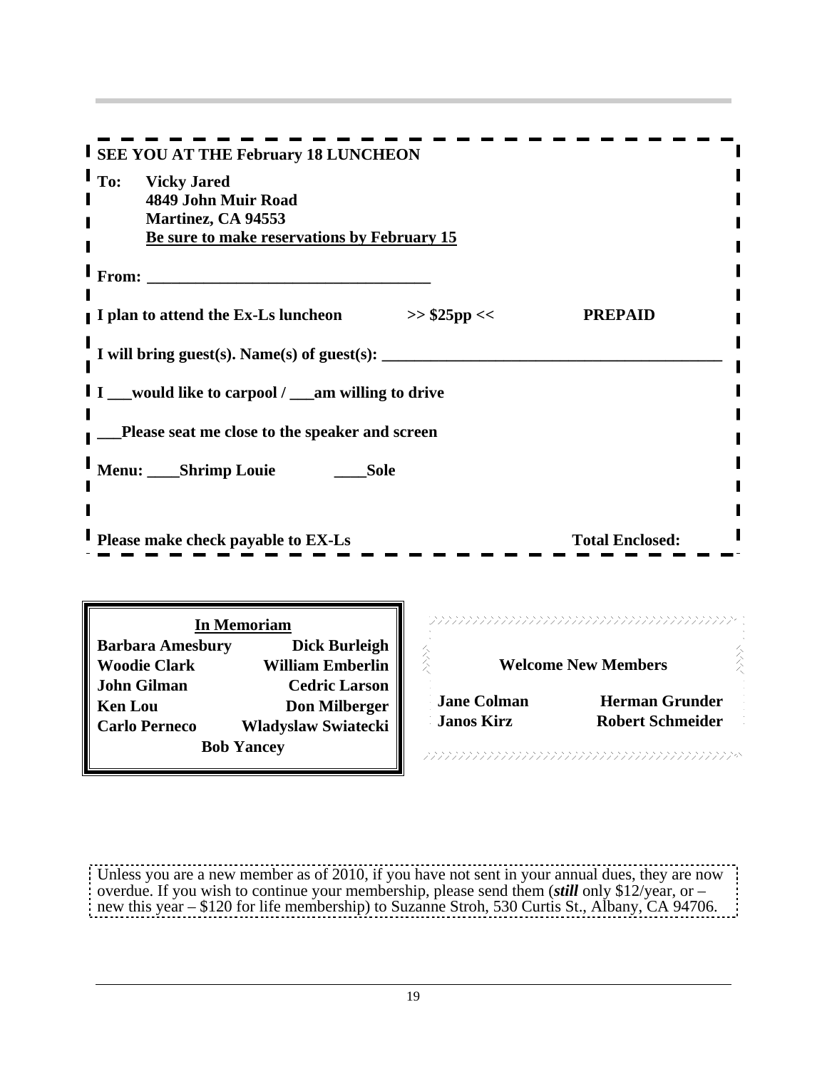**SEE YOU AT THE February 18 LUNCHEON**

**To:** **Vicky Jared**
**4849 John Muir Road**
**Martinez, CA 94553**
**Be sure to make reservations by February 15**

**From: ___________________________________**

**I plan to attend the Ex-Ls luncheon >> $25pp << PREPAID**

**I will bring guest(s). Name(s) of guest(s): ________________________________________**

**I ___would like to carpool / ___am willing to drive**

**___Please seat me close to the speaker and screen**

**Menu: ____Shrimp Louie ____Sole**

**Please make check payable to EX-Ls Total Enclosed:**

## In Memoriam

**Barbara Amesbury**
**Dick Burleigh**
**Woodie Clark**
**William Emberlin**
**John Gilman**
**Cedric Larson**
**Ken Lou**
**Don Milberger**
**Carlo Perneco**
**Wladyslaw Swiatecki**
**Bob Yancey**

## Welcome New Members

**Jane Colman**
**Herman Grunder**
**Janos Kirz**
**Robert Schmeider**

Unless you are a new member as of 2010, if you have not sent in your annual dues, they are now overdue. If you wish to continue your membership, please send them (***still*** only $12/year, or – new this year – $120 for life membership) to Suzanne Stroh, 530 Curtis St., Albany, CA 94706.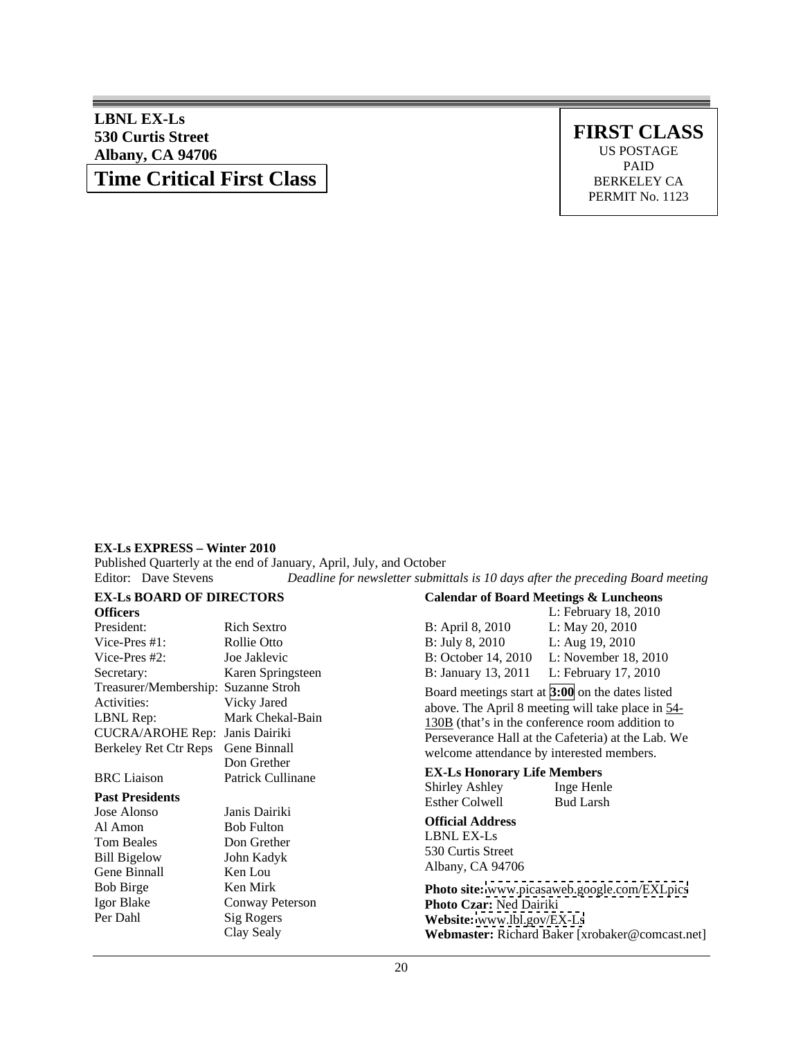**LBNL EX-Ls**
**530 Curtis Street**
**Albany, CA 94706**

**Time Critical First Class**

**FIRST CLASS**
US POSTAGE
PAID
BERKELEY CA
PERMIT No. 1123

**EX-Ls EXPRESS – Winter 2010**

Published Quarterly at the end of January, April, July, and October

Editor: Dave Stevens *Deadline for newsletter submittals is 10 days after the preceding Board meeting*

**EX-Ls BOARD OF DIRECTORS**

**Officers**

| | |
|---|---|
| President: | Rich Sextro |
| Vice-Pres #1: | Rollie Otto |
| Vice-Pres #2: | Joe Jaklevic |
| Secretary: | Karen Springsteen |
| Treasurer/Membership: | Suzanne Stroh |
| Activities: | Vicky Jared |
| LBNL Rep: | Mark Chekal-Bain |
| CUCRA/AROHE Rep: | Janis Dairiki |
| Berkeley Ret Ctr Reps | Gene Binnall |
| | Don Grether |
| BRC Liaison | Patrick Cullinane |

**Past Presidents**

| | |
|---|---|
| Jose Alonso | Janis Dairiki |
| Al Amon | Bob Fulton |
| Tom Beales | Don Grether |
| Bill Bigelow | John Kadyk |
| Gene Binnall | Ken Lou |
| Bob Birge | Ken Mirk |
| Igor Blake | Conway Peterson |
| Per Dahl | Sig Rogers |
| | Clay Sealy |

**Calendar of Board Meetings & Luncheons**

| | |
|---|---|
| | L: February 18, 2010 |
| B: April 8, 2010 | L: May 20, 2010 |
| B: July 8, 2010 | L: Aug 19, 2010 |
| B: October 14, 2010 | L: November 18, 2010 |
| B: January 13, 2011 | L: February 17, 2010 |

Board meetings start at **3:00** on the dates listed above. The April 8 meeting will take place in 54-130B (that's in the conference room addition to Perseverance Hall at the Cafeteria) at the Lab. We welcome attendance by interested members.

**EX-Ls Honorary Life Members**

| | |
|---|---|
| Shirley Ashley | Inge Henle |
| Esther Colwell | Bud Larsh |

**Official Address**

LBNL EX-Ls
530 Curtis Street
Albany, CA 94706

**Photo site:** www.picasaweb.google.com/EXLpics
**Photo Czar:** Ned Dairiki
**Website:** www.lbl.gov/EX-Ls
**Webmaster:** Richard Baker [xrobaker@comcast.net]